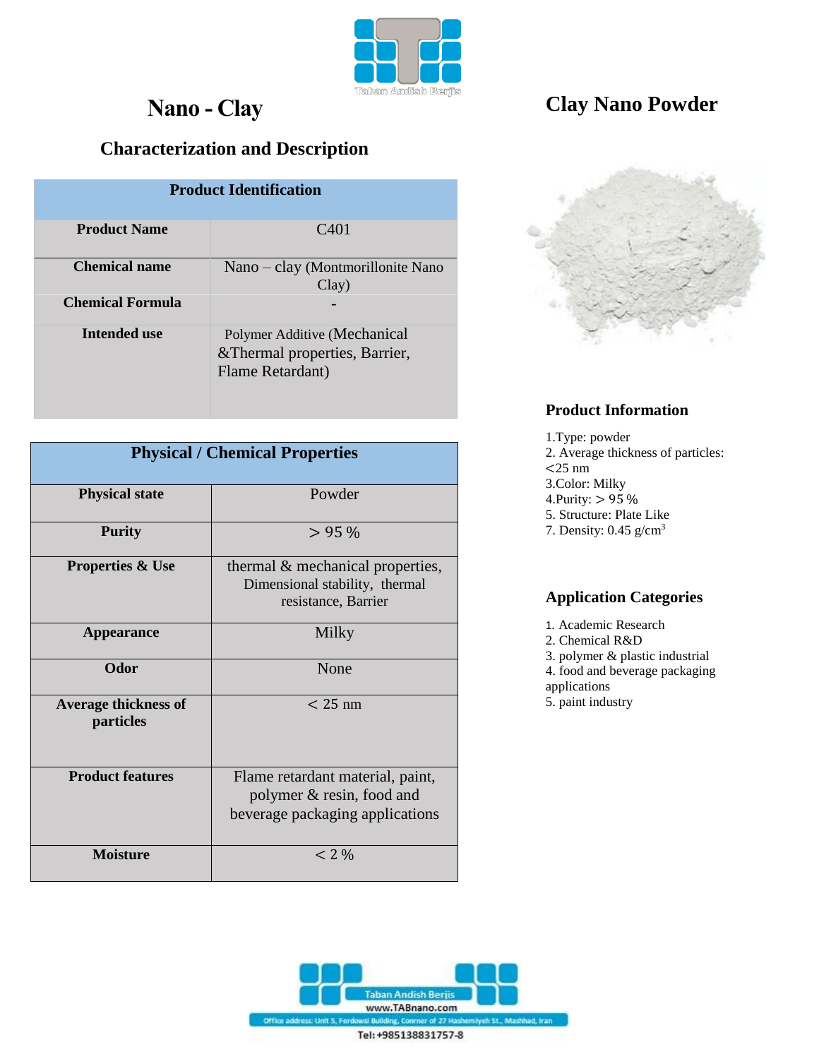# Nano - Clay

## Characterization and Description

| Product Identification | |
|---|---|
| **Product Name** | C401 |
| **Chemical name** | Nano – clay (Montmorillonite Nano Clay) |
| **Chemical Formula** | - |
| **Intended use** | Polymer Additive (Mechanical &Thermal properties, Barrier, Flame Retardant) |

| Physical / Chemical Properties | |
|---|---|
| **Physical state** | Powder |
| **Purity** | > 95 % |
| **Properties & Use** | thermal & mechanical properties, Dimensional stability, thermal resistance, Barrier |
| **Appearance** | Milky |
| **Odor** | None |
| **Average thickness of particles** | < 25 nm |
| **Product features** | Flame retardant material, paint, polymer & resin, food and beverage packaging applications |
| **Moisture** | < 2 % |

# Clay Nano Powder

### Product Information

1.Type: powder
2. Average thickness of particles: <25 nm
3.Color: Milky
4.Purity: > 95 %
5. Structure: Plate Like
7. Density: 0.45 g/cm$^3$

### Application Categories

1. Academic Research
2. Chemical R&D
3. polymer & plastic industrial
4. food and beverage packaging applications
5. paint industry

Taban Andish Berjis
www.TABnano.com
Office address: Unit 5, Ferdowsi Building, Conrner of 27 Hashemiyeh St., Mashhad, Iran
Tel: +985138831757-8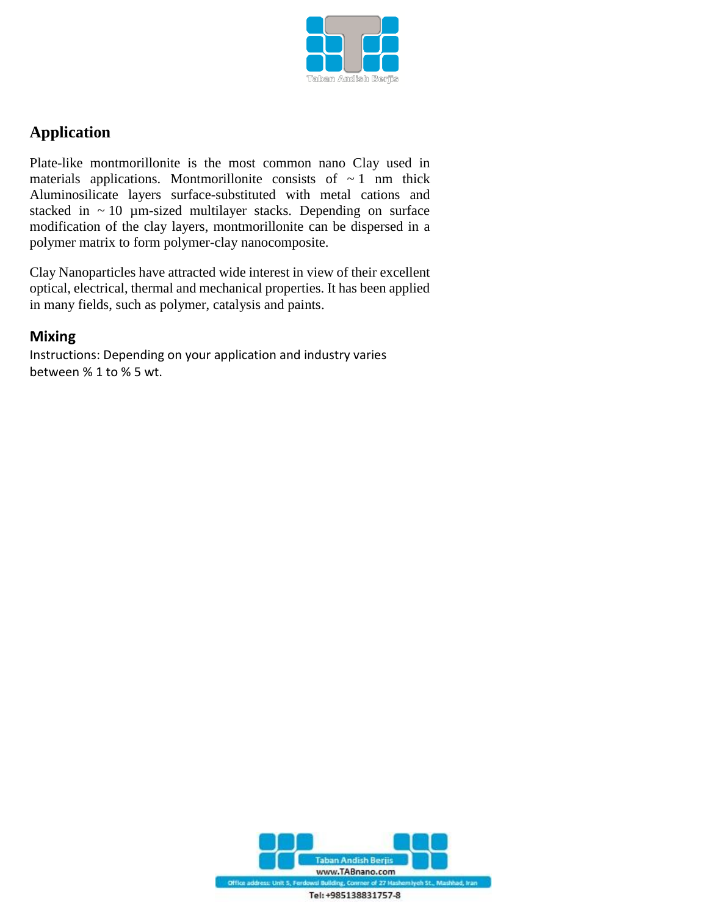## Application

Plate-like montmorillonite is the most common nano Clay used in materials applications. Montmorillonite consists of ~ 1 nm thick Aluminosilicate layers surface-substituted with metal cations and stacked in ~ 10 μm-sized multilayer stacks. Depending on surface modification of the clay layers, montmorillonite can be dispersed in a polymer matrix to form polymer-clay nanocomposite.

Clay Nanoparticles have attracted wide interest in view of their excellent optical, electrical, thermal and mechanical properties. It has been applied in many fields, such as polymer, catalysis and paints.

## Mixing

Instructions: Depending on your application and industry varies between % 1 to % 5 wt.